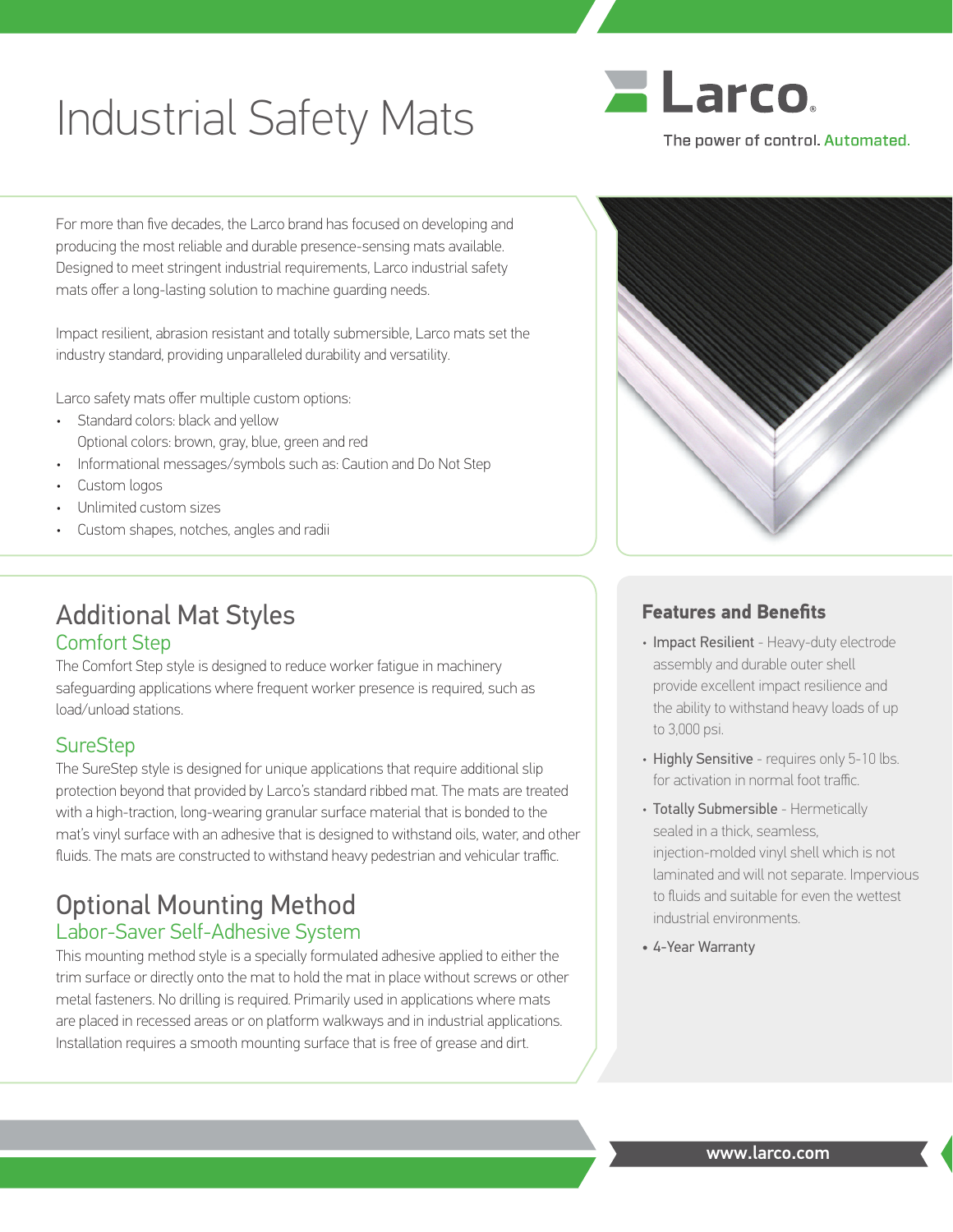# Industrial Safety Mats

Larco

The power of control. Automated.

For more than five decades, the Larco brand has focused on developing and producing the most reliable and durable presence-sensing mats available. Designed to meet stringent industrial requirements, Larco industrial safety mats offer a long-lasting solution to machine guarding needs.

Impact resilient, abrasion resistant and totally submersible, Larco mats set the industry standard, providing unparalleled durability and versatility.

Larco safety mats offer multiple custom options:

- Standard colors: black and yellow
  Optional colors: brown, gray, blue, green and red
- Informational messages/symbols such as: Caution and Do Not Step
- Custom logos
- Unlimited custom sizes
- Custom shapes, notches, angles and radii

## Additional Mat Styles

### Comfort Step

The Comfort Step style is designed to reduce worker fatigue in machinery safeguarding applications where frequent worker presence is required, such as load/unload stations.

### SureStep

The SureStep style is designed for unique applications that require additional slip protection beyond that provided by Larco's standard ribbed mat. The mats are treated with a high-traction, long-wearing granular surface material that is bonded to the mat's vinyl surface with an adhesive that is designed to withstand oils, water, and other fluids. The mats are constructed to withstand heavy pedestrian and vehicular traffic.

## Optional Mounting Method

### Labor-Saver Self-Adhesive System

This mounting method style is a specially formulated adhesive applied to either the trim surface or directly onto the mat to hold the mat in place without screws or other metal fasteners. No drilling is required. Primarily used in applications where mats are placed in recessed areas or on platform walkways and in industrial applications. Installation requires a smooth mounting surface that is free of grease and dirt.

## Features and Benefits

- Impact Resilient - Heavy-duty electrode assembly and durable outer shell provide excellent impact resilience and the ability to withstand heavy loads of up to 3,000 psi.
- Highly Sensitive - requires only 5-10 lbs. for activation in normal foot traffic.
- Totally Submersible - Hermetically sealed in a thick, seamless, injection-molded vinyl shell which is not laminated and will not separate. Impervious to fluids and suitable for even the wettest industrial environments.
- 4-Year Warranty

www.larco.com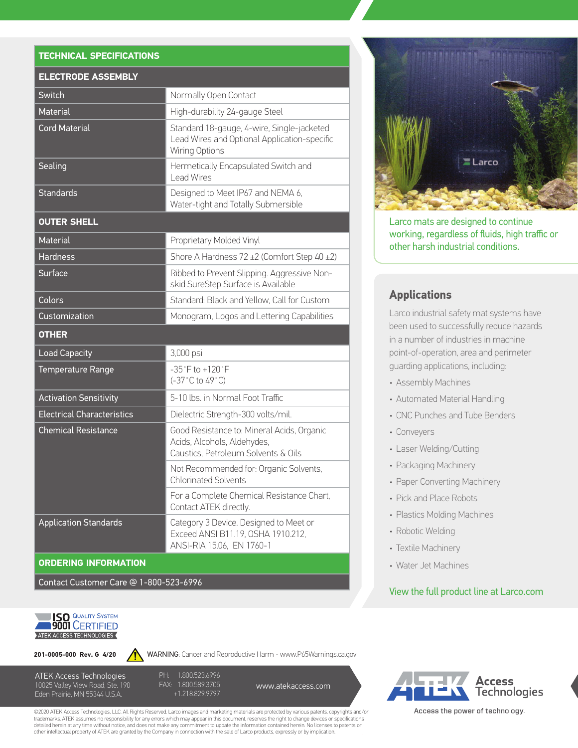## TECHNICAL SPECIFICATIONS

| | |
|---|---|
| **ELECTRODE ASSEMBLY** | |
| Switch | Normally Open Contact |
| Material | High-durability 24-gauge Steel |
| Cord Material | Standard 18-gauge, 4-wire, Single-jacketed Lead Wires and Optional Application-specific Wiring Options |
| Sealing | Hermetically Encapsulated Switch and Lead Wires |
| Standards | Designed to Meet IP67 and NEMA 6, Water-tight and Totally Submersible |
| **OUTER SHELL** | |
| Material | Proprietary Molded Vinyl |
| Hardness | Shore A Hardness 72 ±2 (Comfort Step 40 ±2) |
| Surface | Ribbed to Prevent Slipping. Aggressive Non-skid SureStep Surface is Available |
| Colors | Standard: Black and Yellow, Call for Custom |
| Customization | Monogram, Logos and Lettering Capabilities |
| **OTHER** | |
| Load Capacity | 3,000 psi |
| Temperature Range | -35˚F to +120˚F (-37˚C to 49˚C) |
| Activation Sensitivity | 5-10 lbs. in Normal Foot Traffic |
| Electrical Characteristics | Dielectric Strength-300 volts/mil. |
| Chemical Resistance | Good Resistance to: Mineral Acids, Organic Acids, Alcohols, Aldehydes, Caustics, Petroleum Solvents & Oils |
| | Not Recommended for: Organic Solvents, Chlorinated Solvents |
| | For a Complete Chemical Resistance Chart, Contact ATEK directly. |
| Application Standards | Category 3 Device. Designed to Meet or Exceed ANSI B11.19, OSHA 1910.212, ANSI-RIA 15.06, EN 1760-1 |

## ORDERING INFORMATION

Contact Customer Care @ 1-800-523-6996

Larco mats are designed to continue working, regardless of fluids, high traffic or other harsh industrial conditions.

## Applications

Larco industrial safety mat systems have been used to successfully reduce hazards in a number of industries in machine point-of-operation, area and perimeter guarding applications, including:

- Assembly Machines
- Automated Material Handling
- CNC Punches and Tube Benders
- Conveyers
- Laser Welding/Cutting
- Packaging Machinery
- Paper Converting Machinery
- Pick and Place Robots
- Plastics Molding Machines
- Robotic Welding
- Textile Machinery
- Water Jet Machines

View the full product line at Larco.com

ISO 9001 Quality System Certified – ATEK Access Technologies

201-0005-000 Rev. G 4/20

WARNING: Cancer and Reproductive Harm - www.P65Warnings.ca.gov

ATEK Access Technologies
10025 Valley View Road, Ste. 190
Eden Prairie, MN 55344 U.S.A.

PH: 1.800.523.6996
FAX: 1.800.589.3705
+1.218.829.9797

www.atekaccess.com

ATEK Access Technologies – Access the power of technology.

©2020 ATEK Access Technologies, LLC. All Rights Reserved. Larco images and marketing materials are protected by various patents, copyrights and/or trademarks. ATEK assumes no responsibility for any errors which may appear in this document, reserves the right to change devices or specifications detailed herein at any time without notice, and does not make any commitment to update the information contained herein. No licenses to patents or other intellectual property of ATEK are granted by the Company in connection with the sale of Larco products, expressly or by implication.